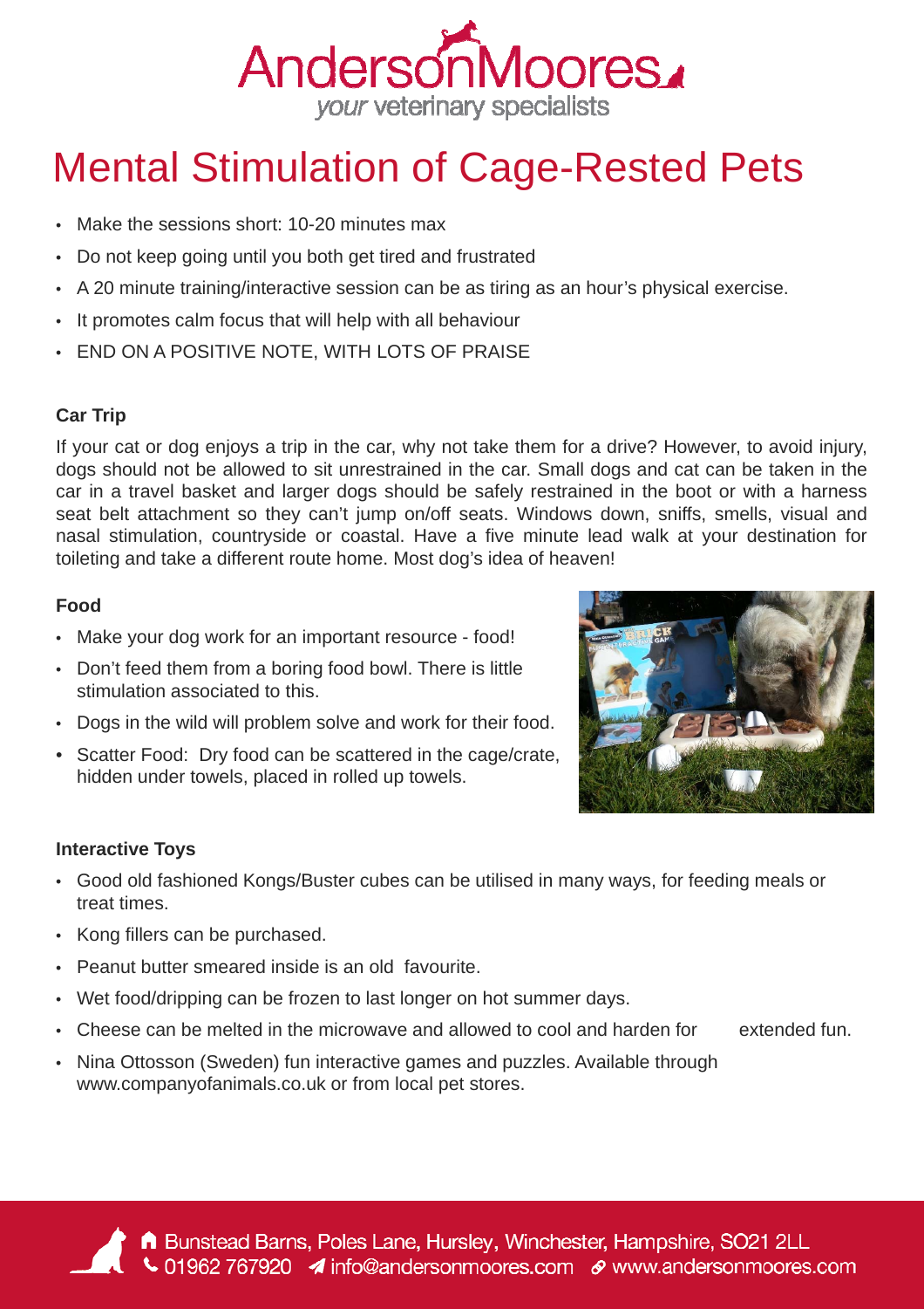# Mental Stimulation of Cage-Rested Pets

- Make the sessions short: 10-20 minutes max
- Do not keep going until you both get tired and frustrated
- A 20 minute training/interactive session can be as tiring as an hour's physical exercise.
- It promotes calm focus that will help with all behaviour
- END ON A POSITIVE NOTE, WITH LOTS OF PRAISE

### Car Trip

If your cat or dog enjoys a trip in the car, why not take them for a drive? However, to avoid injury, dogs should not be allowed to sit unrestrained in the car. Small dogs and cat can be taken in the car in a travel basket and larger dogs should be safely restrained in the boot or with a harness seat belt attachment so they can't jump on/off seats. Windows down, sniffs, smells, visual and nasal stimulation, countryside or coastal. Have a five minute lead walk at your destination for toileting and take a different route home. Most dog's idea of heaven!

### Food

- Make your dog work for an important resource - food!
- Don't feed them from a boring food bowl. There is little stimulation associated to this.
- Dogs in the wild will problem solve and work for their food.
- Scatter Food: Dry food can be scattered in the cage/crate, hidden under towels, placed in rolled up towels.

### Interactive Toys

- Good old fashioned Kongs/Buster cubes can be utilised in many ways, for feeding meals or treat times.
- Kong fillers can be purchased.
- Peanut butter smeared inside is an old favourite.
- Wet food/dripping can be frozen to last longer on hot summer days.
- Cheese can be melted in the microwave and allowed to cool and harden for extended fun.
- Nina Ottosson (Sweden) fun interactive games and puzzles. Available through www.companyofanimals.co.uk or from local pet stores.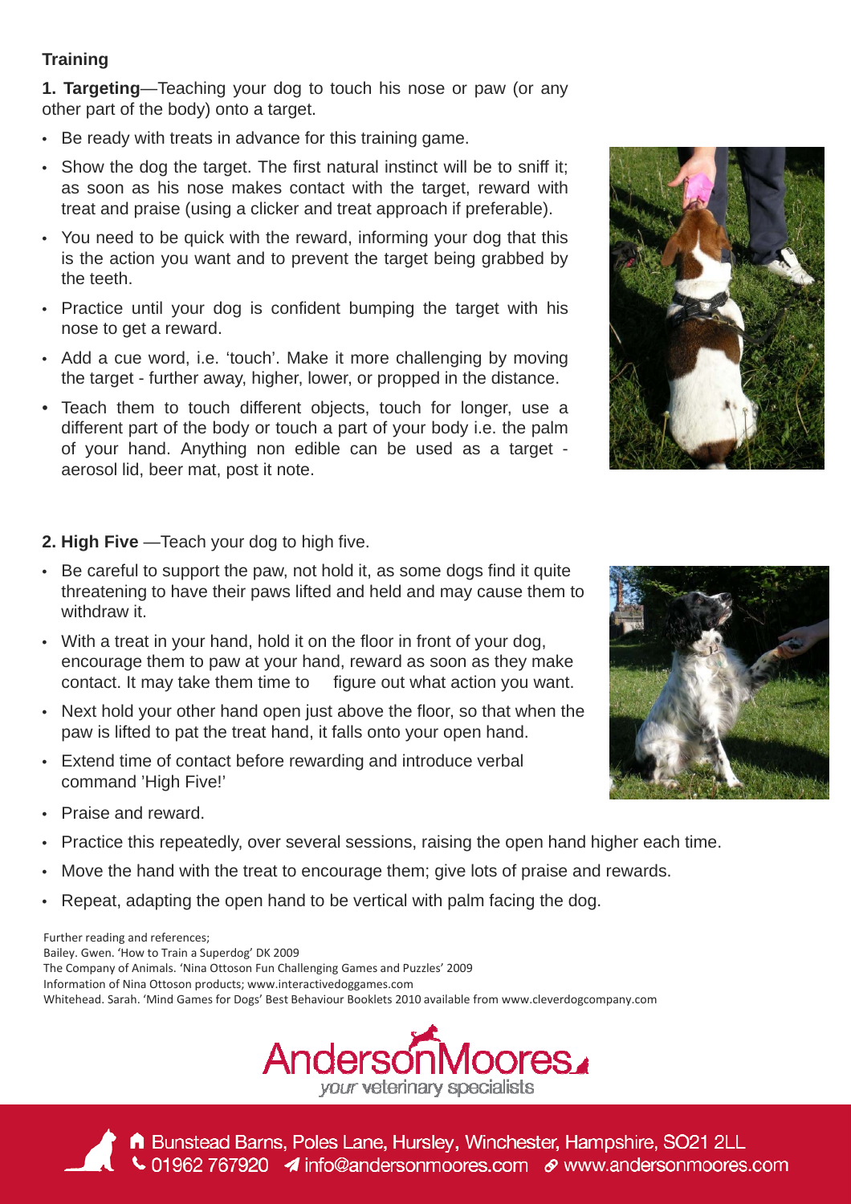## Training

**1. Targeting**—Teaching your dog to touch his nose or paw (or any other part of the body) onto a target.

- Be ready with treats in advance for this training game.
- Show the dog the target. The first natural instinct will be to sniff it; as soon as his nose makes contact with the target, reward with treat and praise (using a clicker and treat approach if preferable).
- You need to be quick with the reward, informing your dog that this is the action you want and to prevent the target being grabbed by the teeth.
- Practice until your dog is confident bumping the target with his nose to get a reward.
- Add a cue word, i.e. 'touch'. Make it more challenging by moving the target - further away, higher, lower, or propped in the distance.
- Teach them to touch different objects, touch for longer, use a different part of the body or touch a part of your body i.e. the palm of your hand. Anything non edible can be used as a target - aerosol lid, beer mat, post it note.

**2. High Five** —Teach your dog to high five.

- Be careful to support the paw, not hold it, as some dogs find it quite threatening to have their paws lifted and held and may cause them to withdraw it.
- With a treat in your hand, hold it on the floor in front of your dog, encourage them to paw at your hand, reward as soon as they make contact. It may take them time to figure out what action you want.
- Next hold your other hand open just above the floor, so that when the paw is lifted to pat the treat hand, it falls onto your open hand.
- Extend time of contact before rewarding and introduce verbal command 'High Five!'
- Praise and reward.
- Practice this repeatedly, over several sessions, raising the open hand higher each time.
- Move the hand with the treat to encourage them; give lots of praise and rewards.
- Repeat, adapting the open hand to be vertical with palm facing the dog.

Further reading and references;
Bailey. Gwen. 'How to Train a Superdog' DK 2009
The Company of Animals. 'Nina Ottoson Fun Challenging Games and Puzzles' 2009
Information of Nina Ottoson products; www.interactivedoggames.com
Whitehead. Sarah. 'Mind Games for Dogs' Best Behaviour Booklets 2010 available from www.cleverdogcompany.com

AndersonMoores
your veterinary specialists

Bunstead Barns, Poles Lane, Hursley, Winchester, Hampshire, SO21 2LL
01962 767920 info@andersonmoores.com www.andersonmoores.com